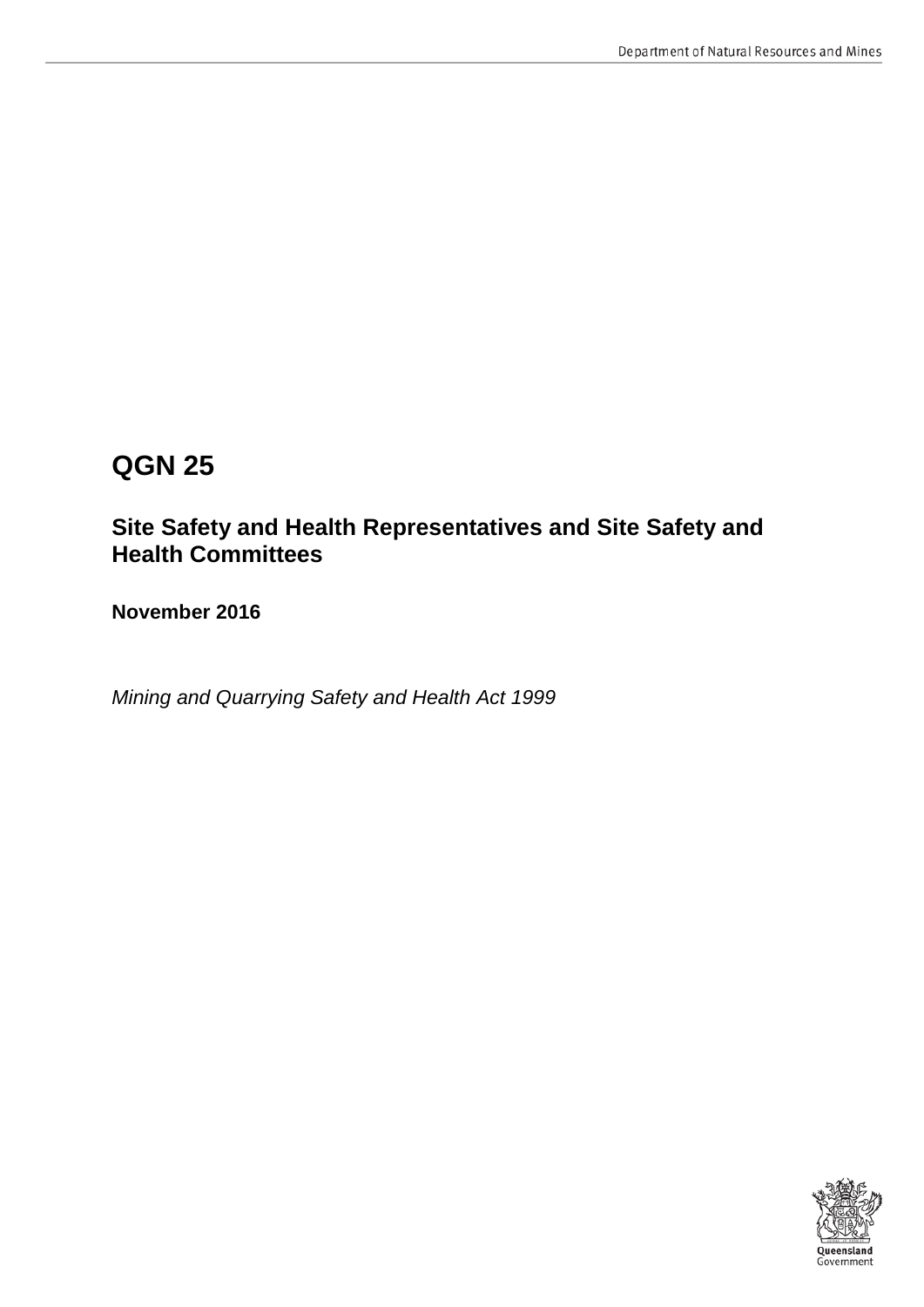# QGN 25

## Site Safety and Health Representatives and Site Safety and Health Committees

**November 2016**

*Mining and Quarrying Safety and Health Act 1999*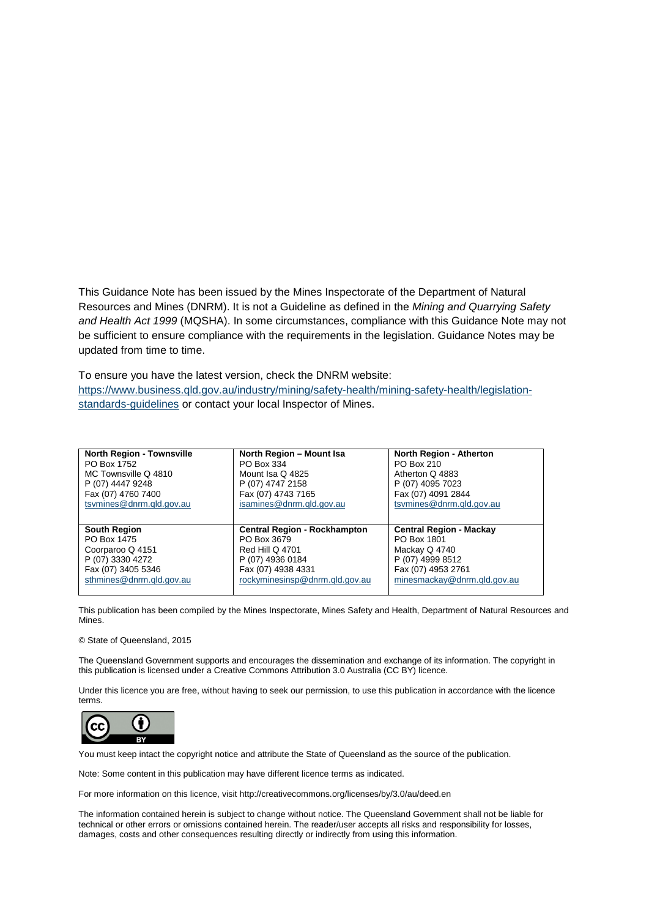This Guidance Note has been issued by the Mines Inspectorate of the Department of Natural Resources and Mines (DNRM). It is not a Guideline as defined in the *Mining and Quarrying Safety and Health Act 1999* (MQSHA). In some circumstances, compliance with this Guidance Note may not be sufficient to ensure compliance with the requirements in the legislation. Guidance Notes may be updated from time to time.

To ensure you have the latest version, check the DNRM website: [https://www.business.qld.gov.au/industry/mining/safety-health/mining-safety-health/legislation-standards-guidelines](https://www.business.qld.gov.au/industry/mining/safety-health/mining-safety-health/legislation-standards-guidelines) or contact your local Inspector of Mines.

| **North Region - Townsville** | **North Region – Mount Isa** | **North Region - Atherton** |
|---|---|---|
| PO Box 1752<br>MC Townsville Q 4810<br>P (07) 4447 9248<br>Fax (07) 4760 7400<br>tsvmines@dnrm.qld.gov.au | PO Box 334<br>Mount Isa Q 4825<br>P (07) 4747 2158<br>Fax (07) 4743 7165<br>isamines@dnrm.qld.gov.au | PO Box 210<br>Atherton Q 4883<br>P (07) 4095 7023<br>Fax (07) 4091 2844<br>tsvmines@dnrm.qld.gov.au |
| **South Region** | **Central Region - Rockhampton** | **Central Region - Mackay** |
| PO Box 1475<br>Coorparoo Q 4151<br>P (07) 3330 4272<br>Fax (07) 3405 5346<br>sthmines@dnrm.qld.gov.au | PO Box 3679<br>Red Hill Q 4701<br>P (07) 4936 0184<br>Fax (07) 4938 4331<br>rockyminesinsp@dnrm.qld.gov.au | PO Box 1801<br>Mackay Q 4740<br>P (07) 4999 8512<br>Fax (07) 4953 2761<br>minesmackay@dnrm.qld.gov.au |

This publication has been compiled by the Mines Inspectorate, Mines Safety and Health, Department of Natural Resources and Mines.

© State of Queensland, 2015

The Queensland Government supports and encourages the dissemination and exchange of its information. The copyright in this publication is licensed under a Creative Commons Attribution 3.0 Australia (CC BY) licence.

Under this licence you are free, without having to seek our permission, to use this publication in accordance with the licence terms.

You must keep intact the copyright notice and attribute the State of Queensland as the source of the publication.

Note: Some content in this publication may have different licence terms as indicated.

For more information on this licence, visit http://creativecommons.org/licenses/by/3.0/au/deed.en

The information contained herein is subject to change without notice. The Queensland Government shall not be liable for technical or other errors or omissions contained herein. The reader/user accepts all risks and responsibility for losses, damages, costs and other consequences resulting directly or indirectly from using this information.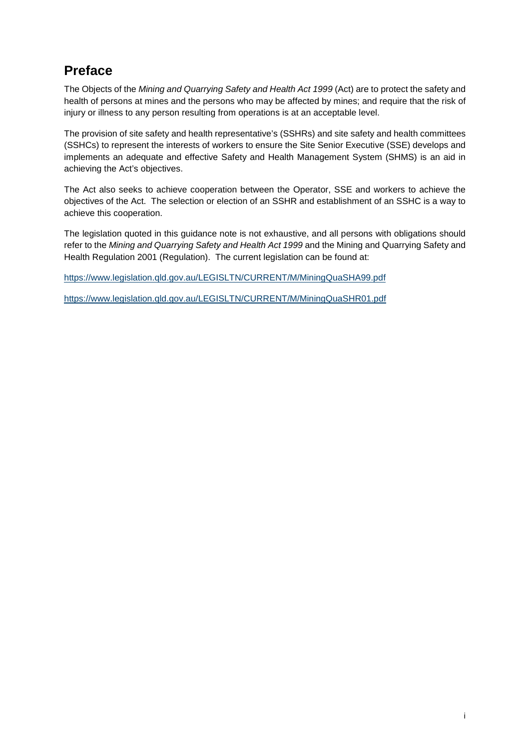## Preface

The Objects of the *Mining and Quarrying Safety and Health Act 1999* (Act) are to protect the safety and health of persons at mines and the persons who may be affected by mines; and require that the risk of injury or illness to any person resulting from operations is at an acceptable level.

The provision of site safety and health representative's (SSHRs) and site safety and health committees (SSHCs) to represent the interests of workers to ensure the Site Senior Executive (SSE) develops and implements an adequate and effective Safety and Health Management System (SHMS) is an aid in achieving the Act's objectives.

The Act also seeks to achieve cooperation between the Operator, SSE and workers to achieve the objectives of the Act. The selection or election of an SSHR and establishment of an SSHC is a way to achieve this cooperation.

The legislation quoted in this guidance note is not exhaustive, and all persons with obligations should refer to the *Mining and Quarrying Safety and Health Act 1999* and the Mining and Quarrying Safety and Health Regulation 2001 (Regulation). The current legislation can be found at:

https://www.legislation.qld.gov.au/LEGISLTN/CURRENT/M/MiningQuaSHA99.pdf

https://www.legislation.qld.gov.au/LEGISLTN/CURRENT/M/MiningQuaSHR01.pdf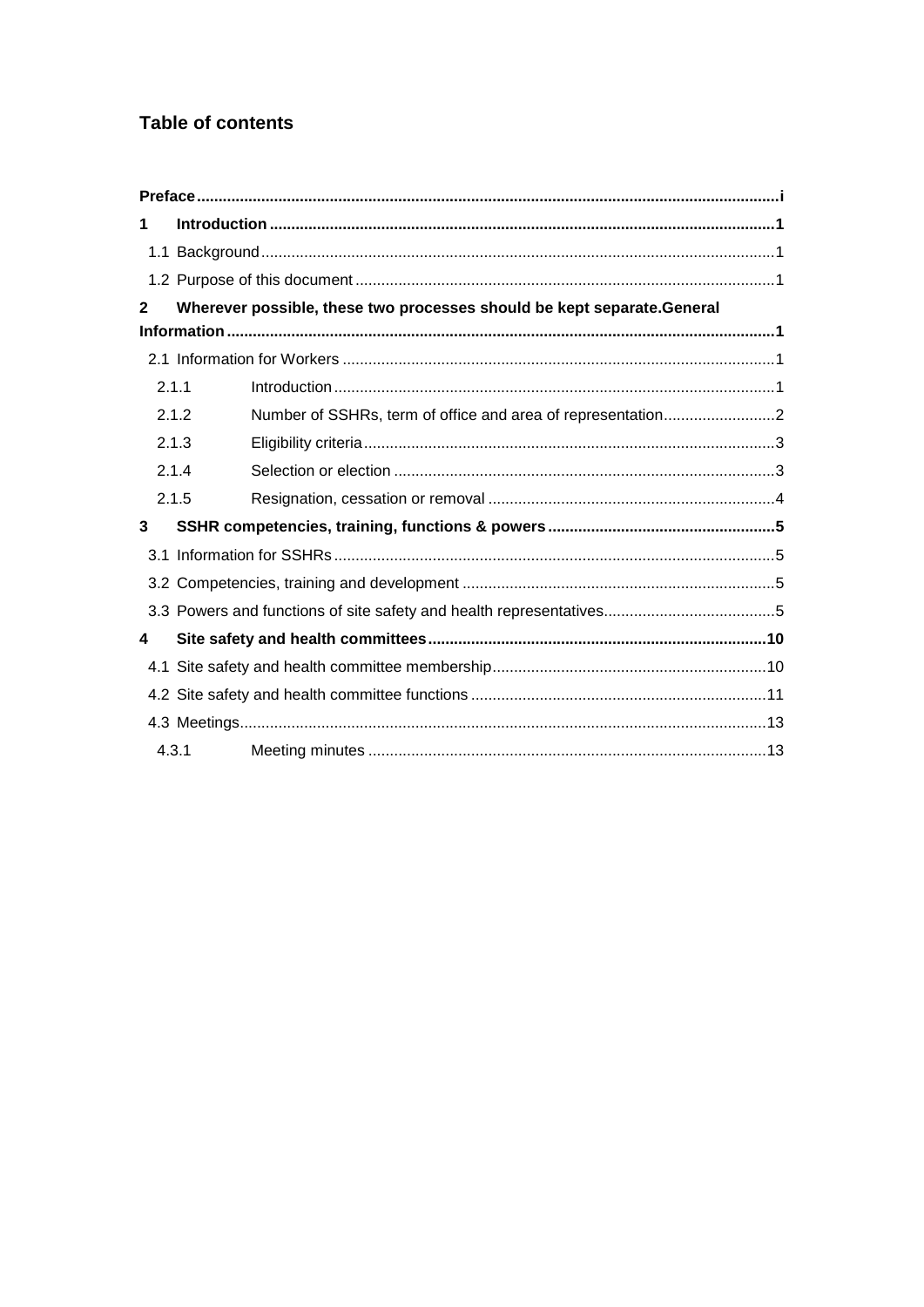# Table of contents

**Preface** .................................................................................................................................... i

**1 Introduction** .................................................................................................................. 1

1.1 Background ...................................................................................................................... 1

1.2 Purpose of this document ................................................................................................ 1

**2 Wherever possible, these two processes should be kept separate.General Information** ............................................................................................................................ 1

2.1 Information for Workers ................................................................................................... 1

2.1.1 Introduction .................................................................................................... 1

2.1.2 Number of SSHRs, term of office and area of representation ........................ 2

2.1.3 Eligibility criteria .............................................................................................. 3

2.1.4 Selection or election ....................................................................................... 3

2.1.5 Resignation, cessation or removal ................................................................. 4

**3 SSHR competencies, training, functions & powers** .................................................... 5

3.1 Information for SSHRs ..................................................................................................... 5

3.2 Competencies, training and development ....................................................................... 5

3.3 Powers and functions of site safety and health representatives ...................................... 5

**4 Site safety and health committees** ............................................................................ 10

4.1 Site safety and health committee membership .............................................................. 10

4.2 Site safety and health committee functions ................................................................... 11

4.3 Meetings ......................................................................................................................... 13

4.3.1 Meeting minutes ........................................................................................... 13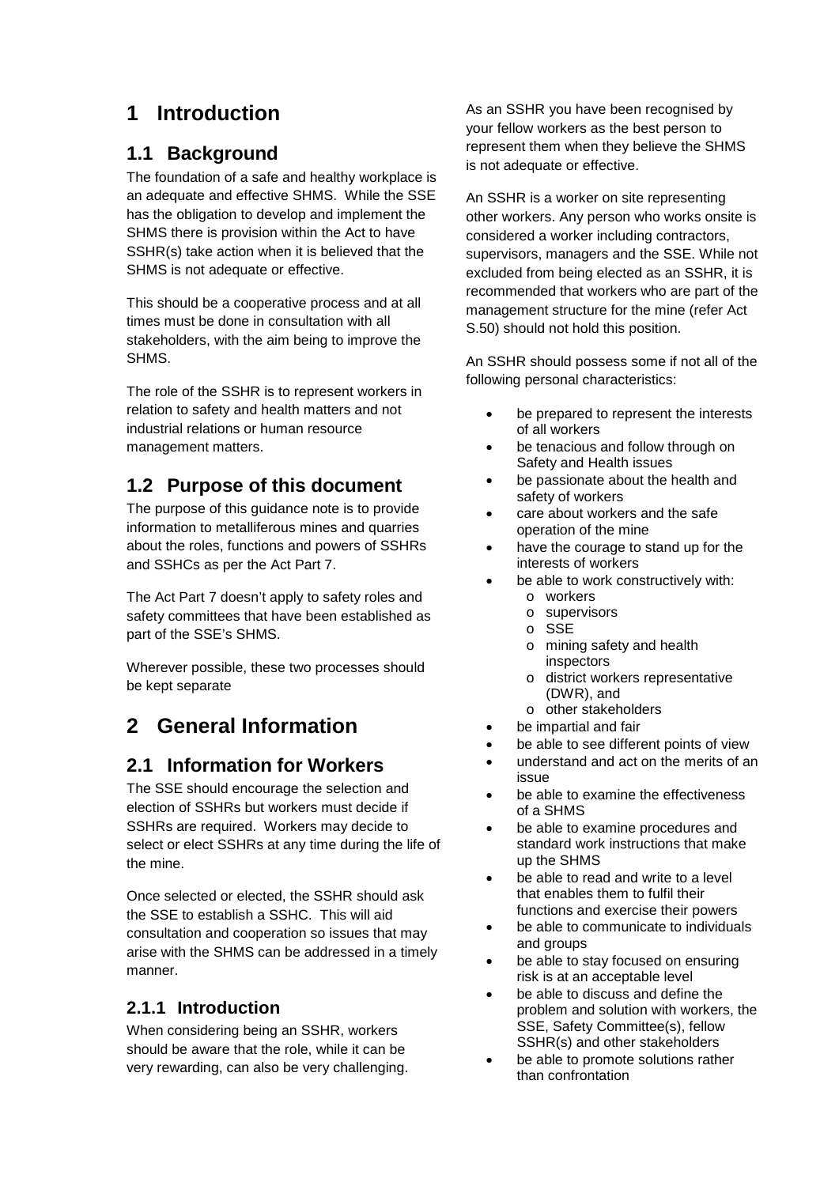# 1 Introduction

## 1.1 Background

The foundation of a safe and healthy workplace is an adequate and effective SHMS. While the SSE has the obligation to develop and implement the SHMS there is provision within the Act to have SSHR(s) take action when it is believed that the SHMS is not adequate or effective.

This should be a cooperative process and at all times must be done in consultation with all stakeholders, with the aim being to improve the SHMS.

The role of the SSHR is to represent workers in relation to safety and health matters and not industrial relations or human resource management matters.

## 1.2 Purpose of this document

The purpose of this guidance note is to provide information to metalliferous mines and quarries about the roles, functions and powers of SSHRs and SSHCs as per the Act Part 7.

The Act Part 7 doesn't apply to safety roles and safety committees that have been established as part of the SSE's SHMS.

Wherever possible, these two processes should be kept separate

# 2 General Information

## 2.1 Information for Workers

The SSE should encourage the selection and election of SSHRs but workers must decide if SSHRs are required. Workers may decide to select or elect SSHRs at any time during the life of the mine.

Once selected or elected, the SSHR should ask the SSE to establish a SSHC. This will aid consultation and cooperation so issues that may arise with the SHMS can be addressed in a timely manner.

### 2.1.1 Introduction

When considering being an SSHR, workers should be aware that the role, while it can be very rewarding, can also be very challenging.

As an SSHR you have been recognised by your fellow workers as the best person to represent them when they believe the SHMS is not adequate or effective.

An SSHR is a worker on site representing other workers. Any person who works onsite is considered a worker including contractors, supervisors, managers and the SSE. While not excluded from being elected as an SSHR, it is recommended that workers who are part of the management structure for the mine (refer Act S.50) should not hold this position.

An SSHR should possess some if not all of the following personal characteristics:

- be prepared to represent the interests of all workers
- be tenacious and follow through on Safety and Health issues
- be passionate about the health and safety of workers
- care about workers and the safe operation of the mine
- have the courage to stand up for the interests of workers
- be able to work constructively with:
    - workers
    - supervisors
    - SSE
    - mining safety and health inspectors
    - district workers representative (DWR), and
    - other stakeholders
- be impartial and fair
- be able to see different points of view
- understand and act on the merits of an issue
- be able to examine the effectiveness of a SHMS
- be able to examine procedures and standard work instructions that make up the SHMS
- be able to read and write to a level that enables them to fulfil their functions and exercise their powers
- be able to communicate to individuals and groups
- be able to stay focused on ensuring risk is at an acceptable level
- be able to discuss and define the problem and solution with workers, the SSE, Safety Committee(s), fellow SSHR(s) and other stakeholders
- be able to promote solutions rather than confrontation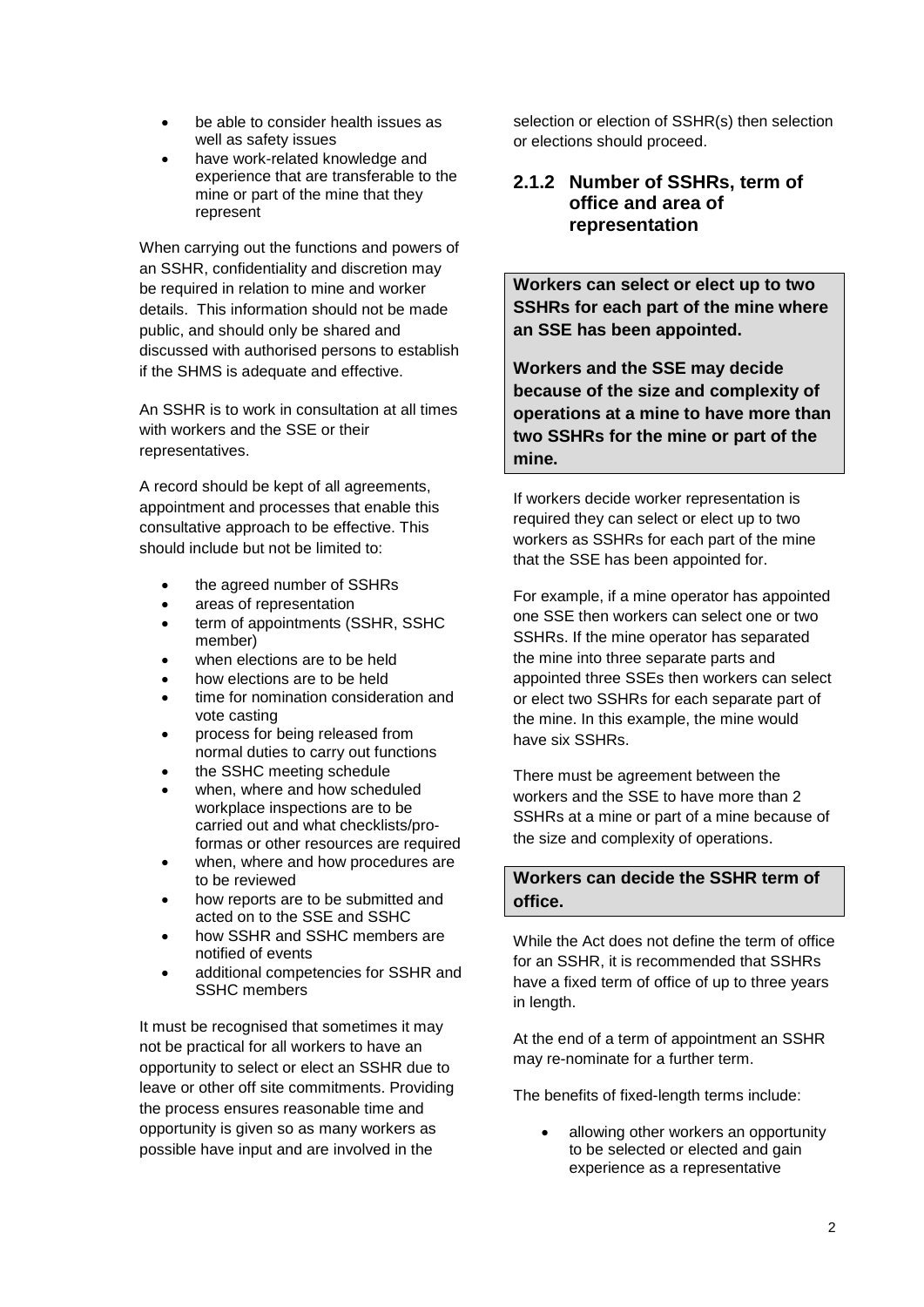- be able to consider health issues as well as safety issues
- have work-related knowledge and experience that are transferable to the mine or part of the mine that they represent

When carrying out the functions and powers of an SSHR, confidentiality and discretion may be required in relation to mine and worker details. This information should not be made public, and should only be shared and discussed with authorised persons to establish if the SHMS is adequate and effective.

An SSHR is to work in consultation at all times with workers and the SSE or their representatives.

A record should be kept of all agreements, appointment and processes that enable this consultative approach to be effective. This should include but not be limited to:

- the agreed number of SSHRs
- areas of representation
- term of appointments (SSHR, SSHC member)
- when elections are to be held
- how elections are to be held
- time for nomination consideration and vote casting
- process for being released from normal duties to carry out functions
- the SSHC meeting schedule
- when, where and how scheduled workplace inspections are to be carried out and what checklists/pro-formas or other resources are required
- when, where and how procedures are to be reviewed
- how reports are to be submitted and acted on to the SSE and SSHC
- how SSHR and SSHC members are notified of events
- additional competencies for SSHR and SSHC members

It must be recognised that sometimes it may not be practical for all workers to have an opportunity to select or elect an SSHR due to leave or other off site commitments. Providing the process ensures reasonable time and opportunity is given so as many workers as possible have input and are involved in the selection or election of SSHR(s) then selection or elections should proceed.

### 2.1.2 Number of SSHRs, term of office and area of representation

**Workers can select or elect up to two SSHRs for each part of the mine where an SSE has been appointed.**

**Workers and the SSE may decide because of the size and complexity of operations at a mine to have more than two SSHRs for the mine or part of the mine.**

If workers decide worker representation is required they can select or elect up to two workers as SSHRs for each part of the mine that the SSE has been appointed for.

For example, if a mine operator has appointed one SSE then workers can select one or two SSHRs. If the mine operator has separated the mine into three separate parts and appointed three SSEs then workers can select or elect two SSHRs for each separate part of the mine. In this example, the mine would have six SSHRs.

There must be agreement between the workers and the SSE to have more than 2 SSHRs at a mine or part of a mine because of the size and complexity of operations.

**Workers can decide the SSHR term of office.**

While the Act does not define the term of office for an SSHR, it is recommended that SSHRs have a fixed term of office of up to three years in length.

At the end of a term of appointment an SSHR may re-nominate for a further term.

The benefits of fixed-length terms include:

- allowing other workers an opportunity to be selected or elected and gain experience as a representative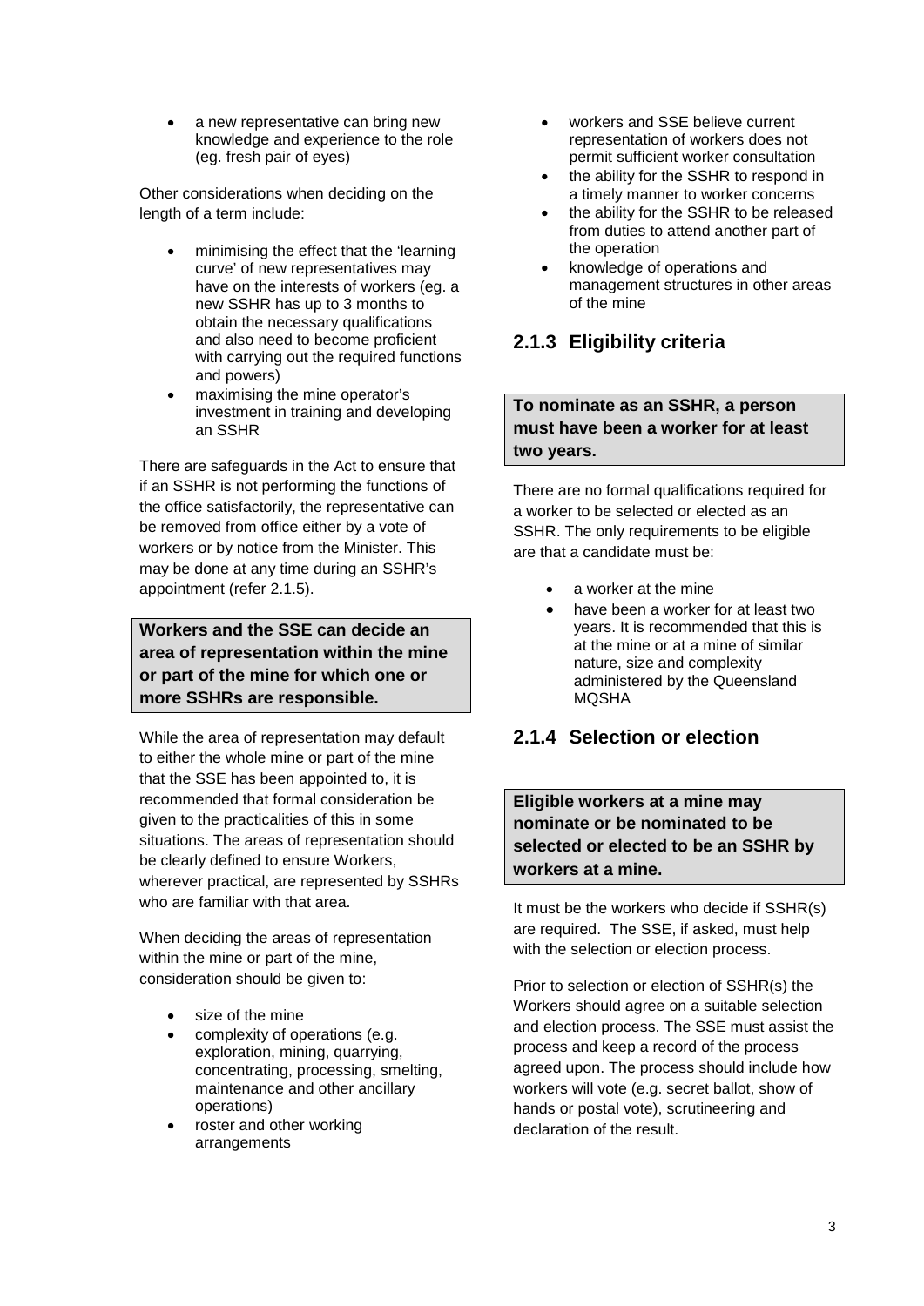- a new representative can bring new knowledge and experience to the role (eg. fresh pair of eyes)

Other considerations when deciding on the length of a term include:

- minimising the effect that the 'learning curve' of new representatives may have on the interests of workers (eg. a new SSHR has up to 3 months to obtain the necessary qualifications and also need to become proficient with carrying out the required functions and powers)
- maximising the mine operator's investment in training and developing an SSHR

There are safeguards in the Act to ensure that if an SSHR is not performing the functions of the office satisfactorily, the representative can be removed from office either by a vote of workers or by notice from the Minister. This may be done at any time during an SSHR's appointment (refer 2.1.5).

**Workers and the SSE can decide an area of representation within the mine or part of the mine for which one or more SSHRs are responsible.**

While the area of representation may default to either the whole mine or part of the mine that the SSE has been appointed to, it is recommended that formal consideration be given to the practicalities of this in some situations. The areas of representation should be clearly defined to ensure Workers, wherever practical, are represented by SSHRs who are familiar with that area.

When deciding the areas of representation within the mine or part of the mine, consideration should be given to:

- size of the mine
- complexity of operations (e.g. exploration, mining, quarrying, concentrating, processing, smelting, maintenance and other ancillary operations)
- roster and other working arrangements
- workers and SSE believe current representation of workers does not permit sufficient worker consultation
- the ability for the SSHR to respond in a timely manner to worker concerns
- the ability for the SSHR to be released from duties to attend another part of the operation
- knowledge of operations and management structures in other areas of the mine

### 2.1.3 Eligibility criteria

**To nominate as an SSHR, a person must have been a worker for at least two years.**

There are no formal qualifications required for a worker to be selected or elected as an SSHR. The only requirements to be eligible are that a candidate must be:

- a worker at the mine
- have been a worker for at least two years. It is recommended that this is at the mine or at a mine of similar nature, size and complexity administered by the Queensland MQSHA

### 2.1.4 Selection or election

**Eligible workers at a mine may nominate or be nominated to be selected or elected to be an SSHR by workers at a mine.**

It must be the workers who decide if SSHR(s) are required. The SSE, if asked, must help with the selection or election process.

Prior to selection or election of SSHR(s) the Workers should agree on a suitable selection and election process. The SSE must assist the process and keep a record of the process agreed upon. The process should include how workers will vote (e.g. secret ballot, show of hands or postal vote), scrutineering and declaration of the result.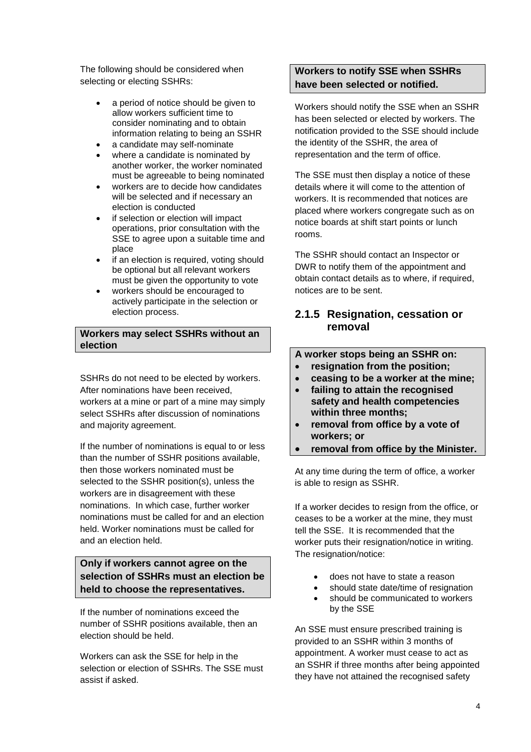The following should be considered when selecting or electing SSHRs:

- a period of notice should be given to allow workers sufficient time to consider nominating and to obtain information relating to being an SSHR
- a candidate may self-nominate
- where a candidate is nominated by another worker, the worker nominated must be agreeable to being nominated
- workers are to decide how candidates will be selected and if necessary an election is conducted
- if selection or election will impact operations, prior consultation with the SSE to agree upon a suitable time and place
- if an election is required, voting should be optional but all relevant workers must be given the opportunity to vote
- workers should be encouraged to actively participate in the selection or election process.

**Workers may select SSHRs without an election**

SSHRs do not need to be elected by workers. After nominations have been received, workers at a mine or part of a mine may simply select SSHRs after discussion of nominations and majority agreement.

If the number of nominations is equal to or less than the number of SSHR positions available, then those workers nominated must be selected to the SSHR position(s), unless the workers are in disagreement with these nominations. In which case, further worker nominations must be called for and an election held. Worker nominations must be called for and an election held.

**Only if workers cannot agree on the selection of SSHRs must an election be held to choose the representatives.**

If the number of nominations exceed the number of SSHR positions available, then an election should be held.

Workers can ask the SSE for help in the selection or election of SSHRs. The SSE must assist if asked.

**Workers to notify SSE when SSHRs have been selected or notified.**

Workers should notify the SSE when an SSHR has been selected or elected by workers. The notification provided to the SSE should include the identity of the SSHR, the area of representation and the term of office.

The SSE must then display a notice of these details where it will come to the attention of workers. It is recommended that notices are placed where workers congregate such as on notice boards at shift start points or lunch rooms.

The SSHR should contact an Inspector or DWR to notify them of the appointment and obtain contact details as to where, if required, notices are to be sent.

### 2.1.5 Resignation, cessation or removal

**A worker stops being an SSHR on:**

- **resignation from the position;**
- **ceasing to be a worker at the mine;**
- **failing to attain the recognised safety and health competencies within three months;**
- **removal from office by a vote of workers; or**
- **removal from office by the Minister.**

At any time during the term of office, a worker is able to resign as SSHR.

If a worker decides to resign from the office, or ceases to be a worker at the mine, they must tell the SSE. It is recommended that the worker puts their resignation/notice in writing. The resignation/notice:

- does not have to state a reason
- should state date/time of resignation
- should be communicated to workers by the SSE

An SSE must ensure prescribed training is provided to an SSHR within 3 months of appointment. A worker must cease to act as an SSHR if three months after being appointed they have not attained the recognised safety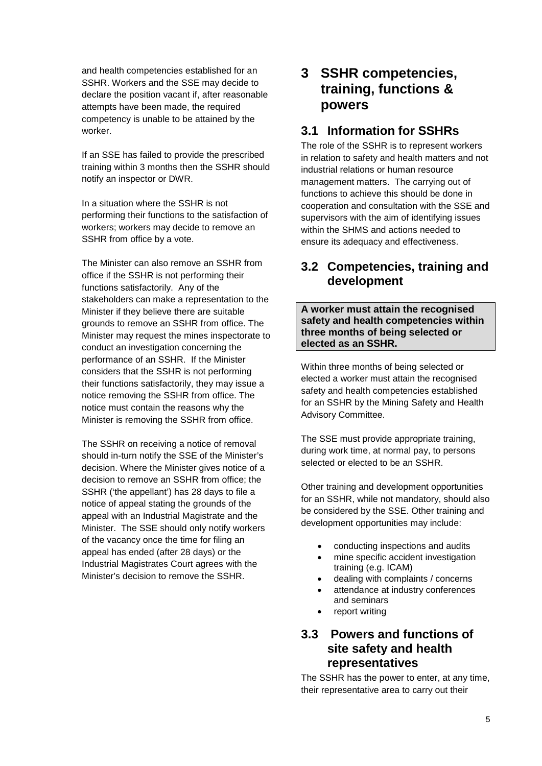and health competencies established for an SSHR. Workers and the SSE may decide to declare the position vacant if, after reasonable attempts have been made, the required competency is unable to be attained by the worker.

If an SSE has failed to provide the prescribed training within 3 months then the SSHR should notify an inspector or DWR.

In a situation where the SSHR is not performing their functions to the satisfaction of workers; workers may decide to remove an SSHR from office by a vote.

The Minister can also remove an SSHR from office if the SSHR is not performing their functions satisfactorily. Any of the stakeholders can make a representation to the Minister if they believe there are suitable grounds to remove an SSHR from office. The Minister may request the mines inspectorate to conduct an investigation concerning the performance of an SSHR. If the Minister considers that the SSHR is not performing their functions satisfactorily, they may issue a notice removing the SSHR from office. The notice must contain the reasons why the Minister is removing the SSHR from office.

The SSHR on receiving a notice of removal should in-turn notify the SSE of the Minister's decision. Where the Minister gives notice of a decision to remove an SSHR from office; the SSHR ('the appellant') has 28 days to file a notice of appeal stating the grounds of the appeal with an Industrial Magistrate and the Minister. The SSE should only notify workers of the vacancy once the time for filing an appeal has ended (after 28 days) or the Industrial Magistrates Court agrees with the Minister's decision to remove the SSHR.

# 3 SSHR competencies, training, functions & powers

## 3.1 Information for SSHRs

The role of the SSHR is to represent workers in relation to safety and health matters and not industrial relations or human resource management matters. The carrying out of functions to achieve this should be done in cooperation and consultation with the SSE and supervisors with the aim of identifying issues within the SHMS and actions needed to ensure its adequacy and effectiveness.

## 3.2 Competencies, training and development

**A worker must attain the recognised safety and health competencies within three months of being selected or elected as an SSHR.**

Within three months of being selected or elected a worker must attain the recognised safety and health competencies established for an SSHR by the Mining Safety and Health Advisory Committee.

The SSE must provide appropriate training, during work time, at normal pay, to persons selected or elected to be an SSHR.

Other training and development opportunities for an SSHR, while not mandatory, should also be considered by the SSE. Other training and development opportunities may include:

- conducting inspections and audits
- mine specific accident investigation training (e.g. ICAM)
- dealing with complaints / concerns
- attendance at industry conferences and seminars
- report writing

## 3.3 Powers and functions of site safety and health representatives

The SSHR has the power to enter, at any time, their representative area to carry out their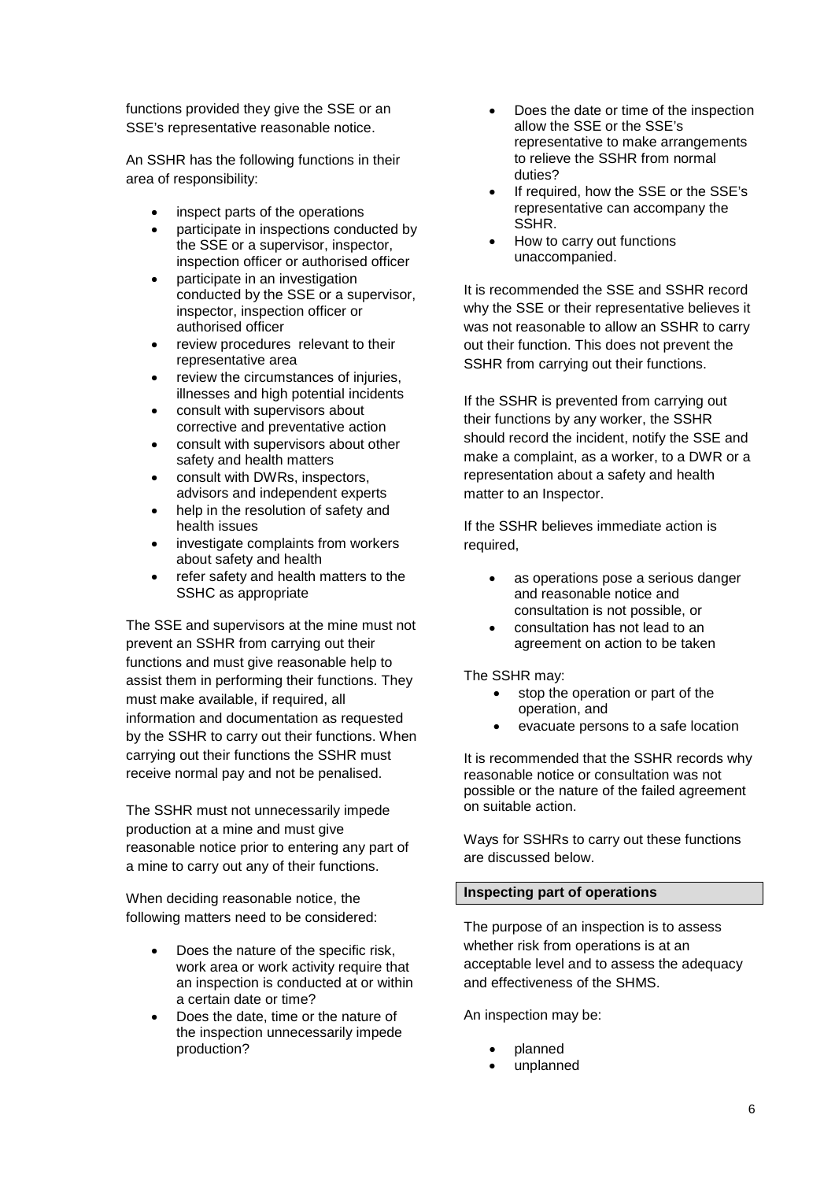functions provided they give the SSE or an SSE's representative reasonable notice.

An SSHR has the following functions in their area of responsibility:

- inspect parts of the operations
- participate in inspections conducted by the SSE or a supervisor, inspector, inspection officer or authorised officer
- participate in an investigation conducted by the SSE or a supervisor, inspector, inspection officer or authorised officer
- review procedures relevant to their representative area
- review the circumstances of injuries, illnesses and high potential incidents
- consult with supervisors about corrective and preventative action
- consult with supervisors about other safety and health matters
- consult with DWRs, inspectors, advisors and independent experts
- help in the resolution of safety and health issues
- investigate complaints from workers about safety and health
- refer safety and health matters to the SSHC as appropriate

The SSE and supervisors at the mine must not prevent an SSHR from carrying out their functions and must give reasonable help to assist them in performing their functions. They must make available, if required, all information and documentation as requested by the SSHR to carry out their functions. When carrying out their functions the SSHR must receive normal pay and not be penalised.

The SSHR must not unnecessarily impede production at a mine and must give reasonable notice prior to entering any part of a mine to carry out any of their functions.

When deciding reasonable notice, the following matters need to be considered:

- Does the nature of the specific risk, work area or work activity require that an inspection is conducted at or within a certain date or time?
- Does the date, time or the nature of the inspection unnecessarily impede production?
- Does the date or time of the inspection allow the SSE or the SSE's representative to make arrangements to relieve the SSHR from normal duties?
- If required, how the SSE or the SSE's representative can accompany the SSHR.
- How to carry out functions unaccompanied.

It is recommended the SSE and SSHR record why the SSE or their representative believes it was not reasonable to allow an SSHR to carry out their function. This does not prevent the SSHR from carrying out their functions.

If the SSHR is prevented from carrying out their functions by any worker, the SSHR should record the incident, notify the SSE and make a complaint, as a worker, to a DWR or a representation about a safety and health matter to an Inspector.

If the SSHR believes immediate action is required,

- as operations pose a serious danger and reasonable notice and consultation is not possible, or
- consultation has not lead to an agreement on action to be taken

The SSHR may:

- stop the operation or part of the operation, and
- evacuate persons to a safe location

It is recommended that the SSHR records why reasonable notice or consultation was not possible or the nature of the failed agreement on suitable action.

Ways for SSHRs to carry out these functions are discussed below.

### Inspecting part of operations

The purpose of an inspection is to assess whether risk from operations is at an acceptable level and to assess the adequacy and effectiveness of the SHMS.

An inspection may be:

- planned
- unplanned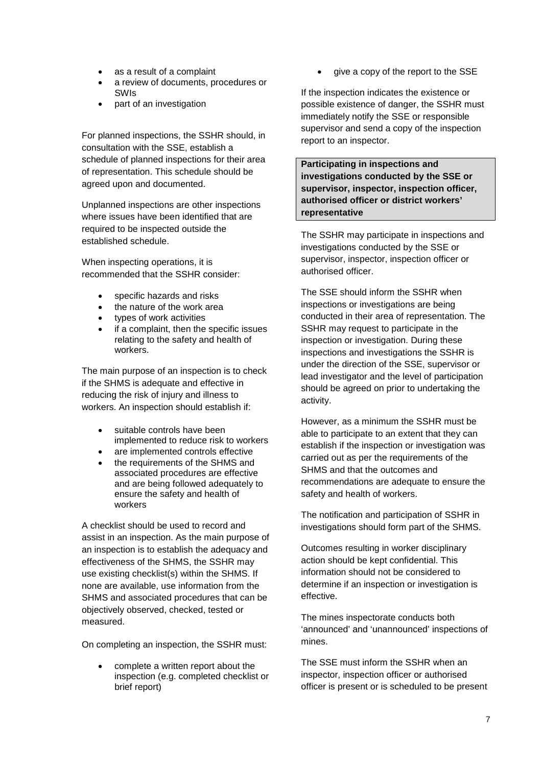- as a result of a complaint
- a review of documents, procedures or SWIs
- part of an investigation

For planned inspections, the SSHR should, in consultation with the SSE, establish a schedule of planned inspections for their area of representation. This schedule should be agreed upon and documented.

Unplanned inspections are other inspections where issues have been identified that are required to be inspected outside the established schedule.

When inspecting operations, it is recommended that the SSHR consider:

- specific hazards and risks
- the nature of the work area
- types of work activities
- if a complaint, then the specific issues relating to the safety and health of workers.

The main purpose of an inspection is to check if the SHMS is adequate and effective in reducing the risk of injury and illness to workers. An inspection should establish if:

- suitable controls have been implemented to reduce risk to workers
- are implemented controls effective
- the requirements of the SHMS and associated procedures are effective and are being followed adequately to ensure the safety and health of workers

A checklist should be used to record and assist in an inspection. As the main purpose of an inspection is to establish the adequacy and effectiveness of the SHMS, the SSHR may use existing checklist(s) within the SHMS. If none are available, use information from the SHMS and associated procedures that can be objectively observed, checked, tested or measured.

On completing an inspection, the SSHR must:

- complete a written report about the inspection (e.g. completed checklist or brief report)
- give a copy of the report to the SSE

If the inspection indicates the existence or possible existence of danger, the SSHR must immediately notify the SSE or responsible supervisor and send a copy of the inspection report to an inspector.

**Participating in inspections and investigations conducted by the SSE or supervisor, inspector, inspection officer, authorised officer or district workers' representative**

The SSHR may participate in inspections and investigations conducted by the SSE or supervisor, inspector, inspection officer or authorised officer.

The SSE should inform the SSHR when inspections or investigations are being conducted in their area of representation. The SSHR may request to participate in the inspection or investigation. During these inspections and investigations the SSHR is under the direction of the SSE, supervisor or lead investigator and the level of participation should be agreed on prior to undertaking the activity.

However, as a minimum the SSHR must be able to participate to an extent that they can establish if the inspection or investigation was carried out as per the requirements of the SHMS and that the outcomes and recommendations are adequate to ensure the safety and health of workers.

The notification and participation of SSHR in investigations should form part of the SHMS.

Outcomes resulting in worker disciplinary action should be kept confidential. This information should not be considered to determine if an inspection or investigation is effective.

The mines inspectorate conducts both 'announced' and 'unannounced' inspections of mines.

The SSE must inform the SSHR when an inspector, inspection officer or authorised officer is present or is scheduled to be present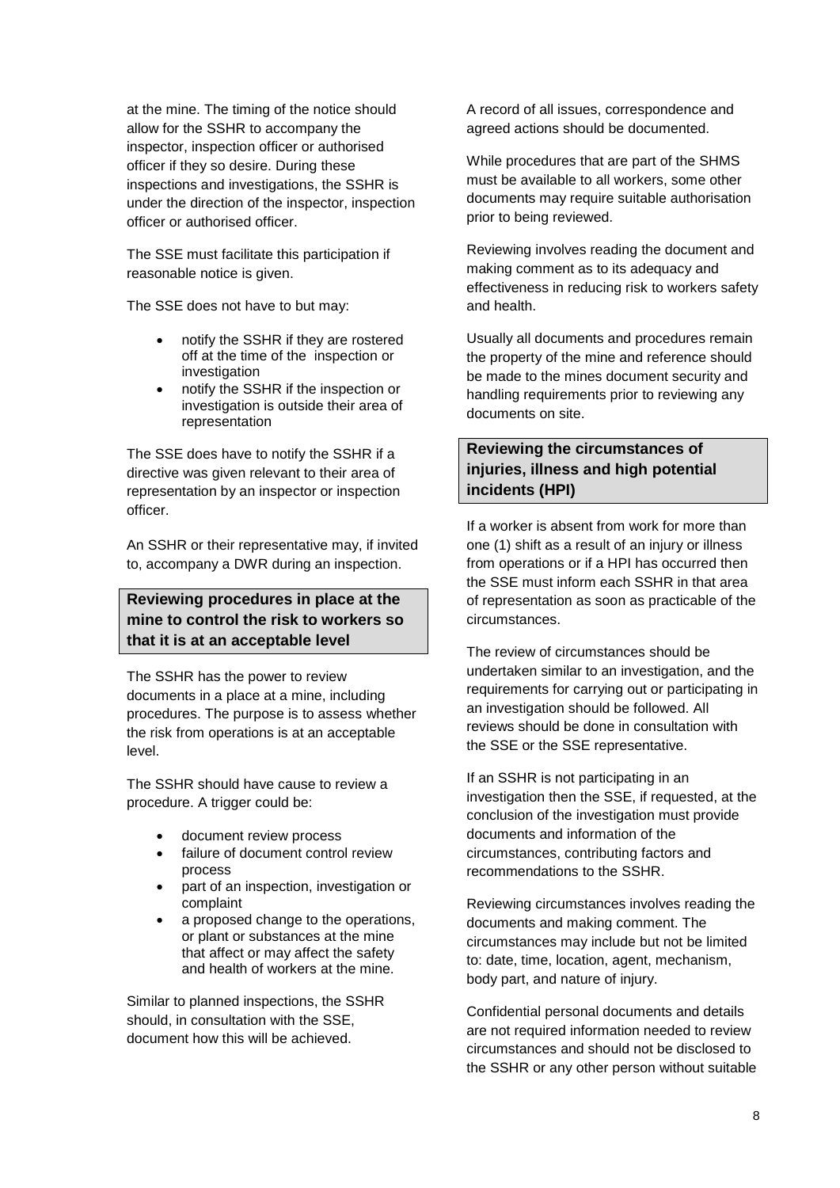at the mine. The timing of the notice should allow for the SSHR to accompany the inspector, inspection officer or authorised officer if they so desire. During these inspections and investigations, the SSHR is under the direction of the inspector, inspection officer or authorised officer.

The SSE must facilitate this participation if reasonable notice is given.

The SSE does not have to but may:

- notify the SSHR if they are rostered off at the time of the inspection or investigation
- notify the SSHR if the inspection or investigation is outside their area of representation

The SSE does have to notify the SSHR if a directive was given relevant to their area of representation by an inspector or inspection officer.

An SSHR or their representative may, if invited to, accompany a DWR during an inspection.

### Reviewing procedures in place at the mine to control the risk to workers so that it is at an acceptable level

The SSHR has the power to review documents in a place at a mine, including procedures. The purpose is to assess whether the risk from operations is at an acceptable level.

The SSHR should have cause to review a procedure. A trigger could be:

- document review process
- failure of document control review process
- part of an inspection, investigation or complaint
- a proposed change to the operations, or plant or substances at the mine that affect or may affect the safety and health of workers at the mine.

Similar to planned inspections, the SSHR should, in consultation with the SSE, document how this will be achieved.

A record of all issues, correspondence and agreed actions should be documented.

While procedures that are part of the SHMS must be available to all workers, some other documents may require suitable authorisation prior to being reviewed.

Reviewing involves reading the document and making comment as to its adequacy and effectiveness in reducing risk to workers safety and health.

Usually all documents and procedures remain the property of the mine and reference should be made to the mines document security and handling requirements prior to reviewing any documents on site.

### Reviewing the circumstances of injuries, illness and high potential incidents (HPI)

If a worker is absent from work for more than one (1) shift as a result of an injury or illness from operations or if a HPI has occurred then the SSE must inform each SSHR in that area of representation as soon as practicable of the circumstances.

The review of circumstances should be undertaken similar to an investigation, and the requirements for carrying out or participating in an investigation should be followed. All reviews should be done in consultation with the SSE or the SSE representative.

If an SSHR is not participating in an investigation then the SSE, if requested, at the conclusion of the investigation must provide documents and information of the circumstances, contributing factors and recommendations to the SSHR.

Reviewing circumstances involves reading the documents and making comment. The circumstances may include but not be limited to: date, time, location, agent, mechanism, body part, and nature of injury.

Confidential personal documents and details are not required information needed to review circumstances and should not be disclosed to the SSHR or any other person without suitable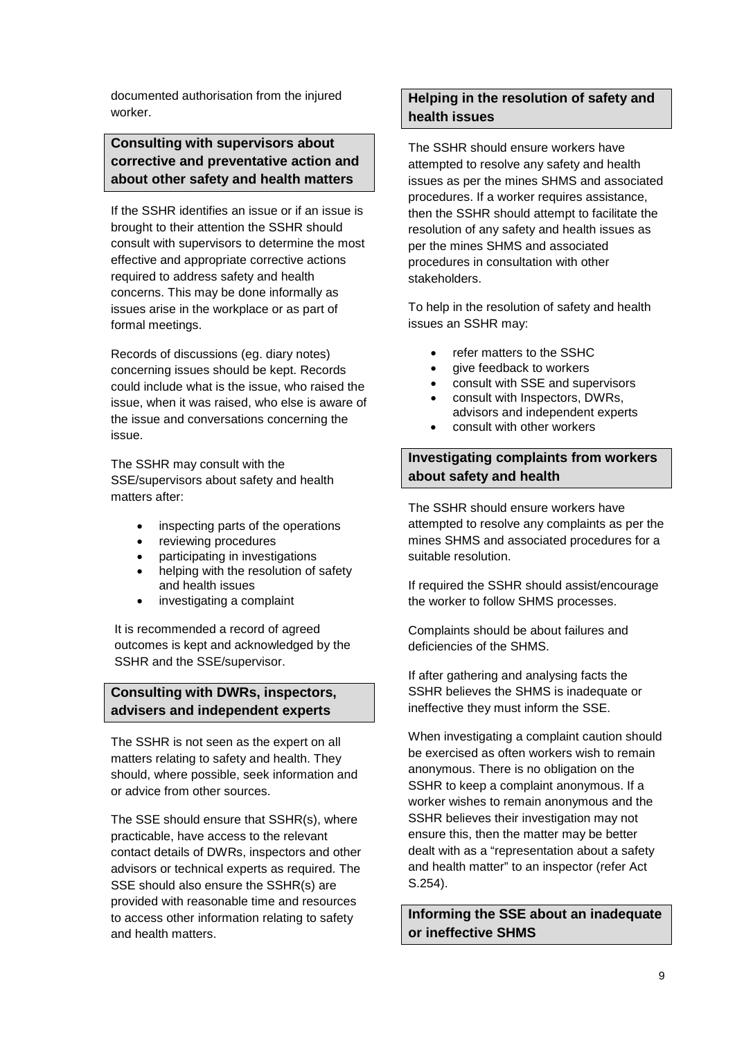documented authorisation from the injured worker.

### Consulting with supervisors about corrective and preventative action and about other safety and health matters

If the SSHR identifies an issue or if an issue is brought to their attention the SSHR should consult with supervisors to determine the most effective and appropriate corrective actions required to address safety and health concerns. This may be done informally as issues arise in the workplace or as part of formal meetings.

Records of discussions (eg. diary notes) concerning issues should be kept. Records could include what is the issue, who raised the issue, when it was raised, who else is aware of the issue and conversations concerning the issue.

The SSHR may consult with the SSE/supervisors about safety and health matters after:

- inspecting parts of the operations
- reviewing procedures
- participating in investigations
- helping with the resolution of safety and health issues
- investigating a complaint

It is recommended a record of agreed outcomes is kept and acknowledged by the SSHR and the SSE/supervisor.

### Consulting with DWRs, inspectors, advisers and independent experts

The SSHR is not seen as the expert on all matters relating to safety and health. They should, where possible, seek information and or advice from other sources.

The SSE should ensure that SSHR(s), where practicable, have access to the relevant contact details of DWRs, inspectors and other advisors or technical experts as required. The SSE should also ensure the SSHR(s) are provided with reasonable time and resources to access other information relating to safety and health matters.

### Helping in the resolution of safety and health issues

The SSHR should ensure workers have attempted to resolve any safety and health issues as per the mines SHMS and associated procedures. If a worker requires assistance, then the SSHR should attempt to facilitate the resolution of any safety and health issues as per the mines SHMS and associated procedures in consultation with other stakeholders.

To help in the resolution of safety and health issues an SSHR may:

- refer matters to the SSHC
- give feedback to workers
- consult with SSE and supervisors
- consult with Inspectors, DWRs, advisors and independent experts
- consult with other workers

### Investigating complaints from workers about safety and health

The SSHR should ensure workers have attempted to resolve any complaints as per the mines SHMS and associated procedures for a suitable resolution.

If required the SSHR should assist/encourage the worker to follow SHMS processes.

Complaints should be about failures and deficiencies of the SHMS.

If after gathering and analysing facts the SSHR believes the SHMS is inadequate or ineffective they must inform the SSE.

When investigating a complaint caution should be exercised as often workers wish to remain anonymous. There is no obligation on the SSHR to keep a complaint anonymous. If a worker wishes to remain anonymous and the SSHR believes their investigation may not ensure this, then the matter may be better dealt with as a "representation about a safety and health matter" to an inspector (refer Act S.254).

### Informing the SSE about an inadequate or ineffective SHMS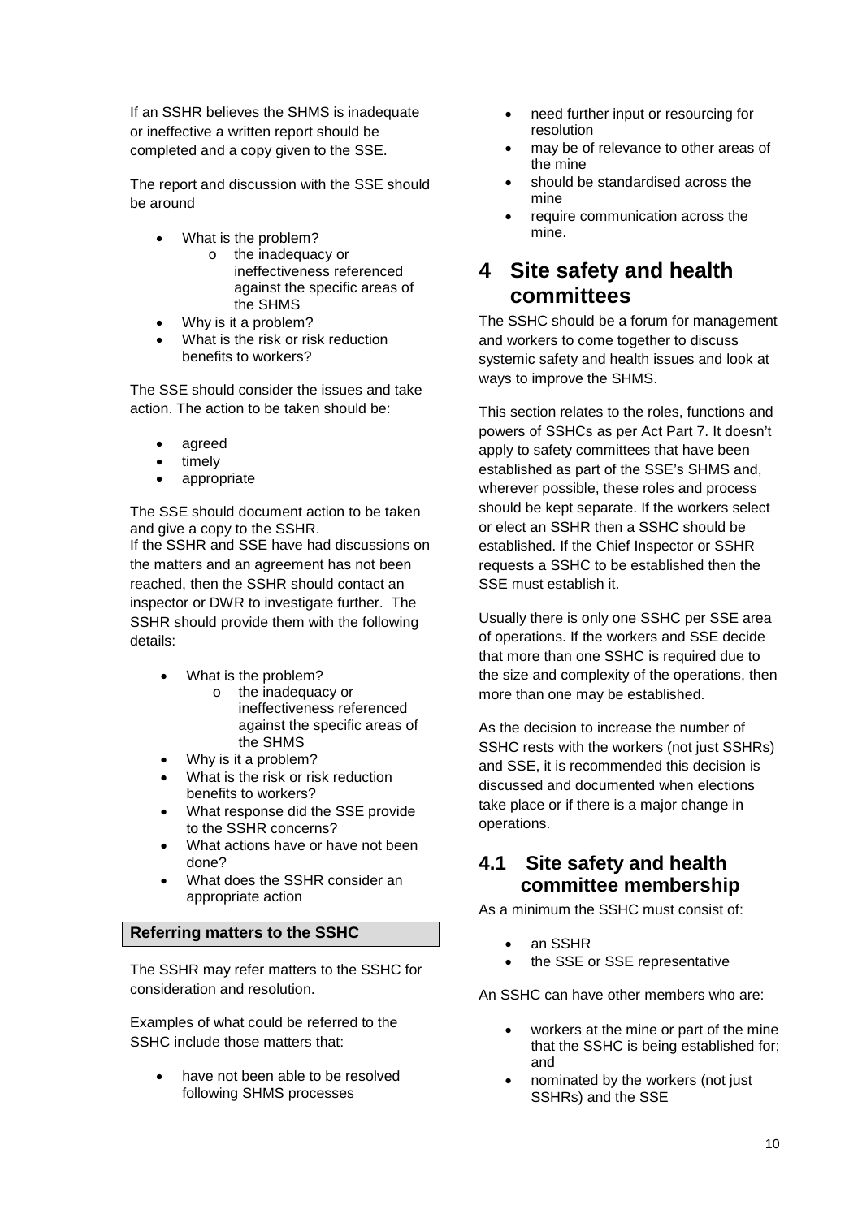If an SSHR believes the SHMS is inadequate or ineffective a written report should be completed and a copy given to the SSE.

The report and discussion with the SSE should be around

- What is the problem?
  - the inadequacy or ineffectiveness referenced against the specific areas of the SHMS
- Why is it a problem?
- What is the risk or risk reduction benefits to workers?

The SSE should consider the issues and take action. The action to be taken should be:

- agreed
- timely
- appropriate

The SSE should document action to be taken and give a copy to the SSHR.
If the SSHR and SSE have had discussions on the matters and an agreement has not been reached, then the SSHR should contact an inspector or DWR to investigate further. The SSHR should provide them with the following details:

- What is the problem?
  - the inadequacy or ineffectiveness referenced against the specific areas of the SHMS
- Why is it a problem?
- What is the risk or risk reduction benefits to workers?
- What response did the SSE provide to the SSHR concerns?
- What actions have or have not been done?
- What does the SSHR consider an appropriate action

**Referring matters to the SSHC**

The SSHR may refer matters to the SSHC for consideration and resolution.

Examples of what could be referred to the SSHC include those matters that:

- have not been able to be resolved following SHMS processes
- need further input or resourcing for resolution
- may be of relevance to other areas of the mine
- should be standardised across the mine
- require communication across the mine.

# 4 Site safety and health committees

The SSHC should be a forum for management and workers to come together to discuss systemic safety and health issues and look at ways to improve the SHMS.

This section relates to the roles, functions and powers of SSHCs as per Act Part 7. It doesn't apply to safety committees that have been established as part of the SSE's SHMS and, wherever possible, these roles and process should be kept separate. If the workers select or elect an SSHR then a SSHC should be established. If the Chief Inspector or SSHR requests a SSHC to be established then the SSE must establish it.

Usually there is only one SSHC per SSE area of operations. If the workers and SSE decide that more than one SSHC is required due to the size and complexity of the operations, then more than one may be established.

As the decision to increase the number of SSHC rests with the workers (not just SSHRs) and SSE, it is recommended this decision is discussed and documented when elections take place or if there is a major change in operations.

## 4.1 Site safety and health committee membership

As a minimum the SSHC must consist of:

- an SSHR
- the SSE or SSE representative

An SSHC can have other members who are:

- workers at the mine or part of the mine that the SSHC is being established for; and
- nominated by the workers (not just SSHRs) and the SSE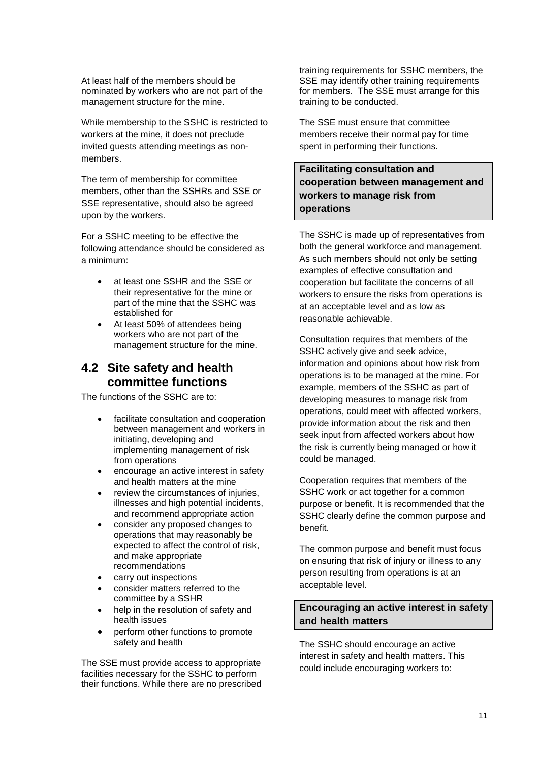At least half of the members should be nominated by workers who are not part of the management structure for the mine.

While membership to the SSHC is restricted to workers at the mine, it does not preclude invited guests attending meetings as non-members.

The term of membership for committee members, other than the SSHRs and SSE or SSE representative, should also be agreed upon by the workers.

For a SSHC meeting to be effective the following attendance should be considered as a minimum:

- at least one SSHR and the SSE or their representative for the mine or part of the mine that the SSHC was established for
- At least 50% of attendees being workers who are not part of the management structure for the mine.

## 4.2 Site safety and health committee functions

The functions of the SSHC are to:

- facilitate consultation and cooperation between management and workers in initiating, developing and implementing management of risk from operations
- encourage an active interest in safety and health matters at the mine
- review the circumstances of injuries, illnesses and high potential incidents, and recommend appropriate action
- consider any proposed changes to operations that may reasonably be expected to affect the control of risk, and make appropriate recommendations
- carry out inspections
- consider matters referred to the committee by a SSHR
- help in the resolution of safety and health issues
- perform other functions to promote safety and health

The SSE must provide access to appropriate facilities necessary for the SSHC to perform their functions. While there are no prescribed training requirements for SSHC members, the SSE may identify other training requirements for members. The SSE must arrange for this training to be conducted.

The SSE must ensure that committee members receive their normal pay for time spent in performing their functions.

### Facilitating consultation and cooperation between management and workers to manage risk from operations

The SSHC is made up of representatives from both the general workforce and management. As such members should not only be setting examples of effective consultation and cooperation but facilitate the concerns of all workers to ensure the risks from operations is at an acceptable level and as low as reasonable achievable.

Consultation requires that members of the SSHC actively give and seek advice, information and opinions about how risk from operations is to be managed at the mine. For example, members of the SSHC as part of developing measures to manage risk from operations, could meet with affected workers, provide information about the risk and then seek input from affected workers about how the risk is currently being managed or how it could be managed.

Cooperation requires that members of the SSHC work or act together for a common purpose or benefit. It is recommended that the SSHC clearly define the common purpose and benefit.

The common purpose and benefit must focus on ensuring that risk of injury or illness to any person resulting from operations is at an acceptable level.

### Encouraging an active interest in safety and health matters

The SSHC should encourage an active interest in safety and health matters. This could include encouraging workers to: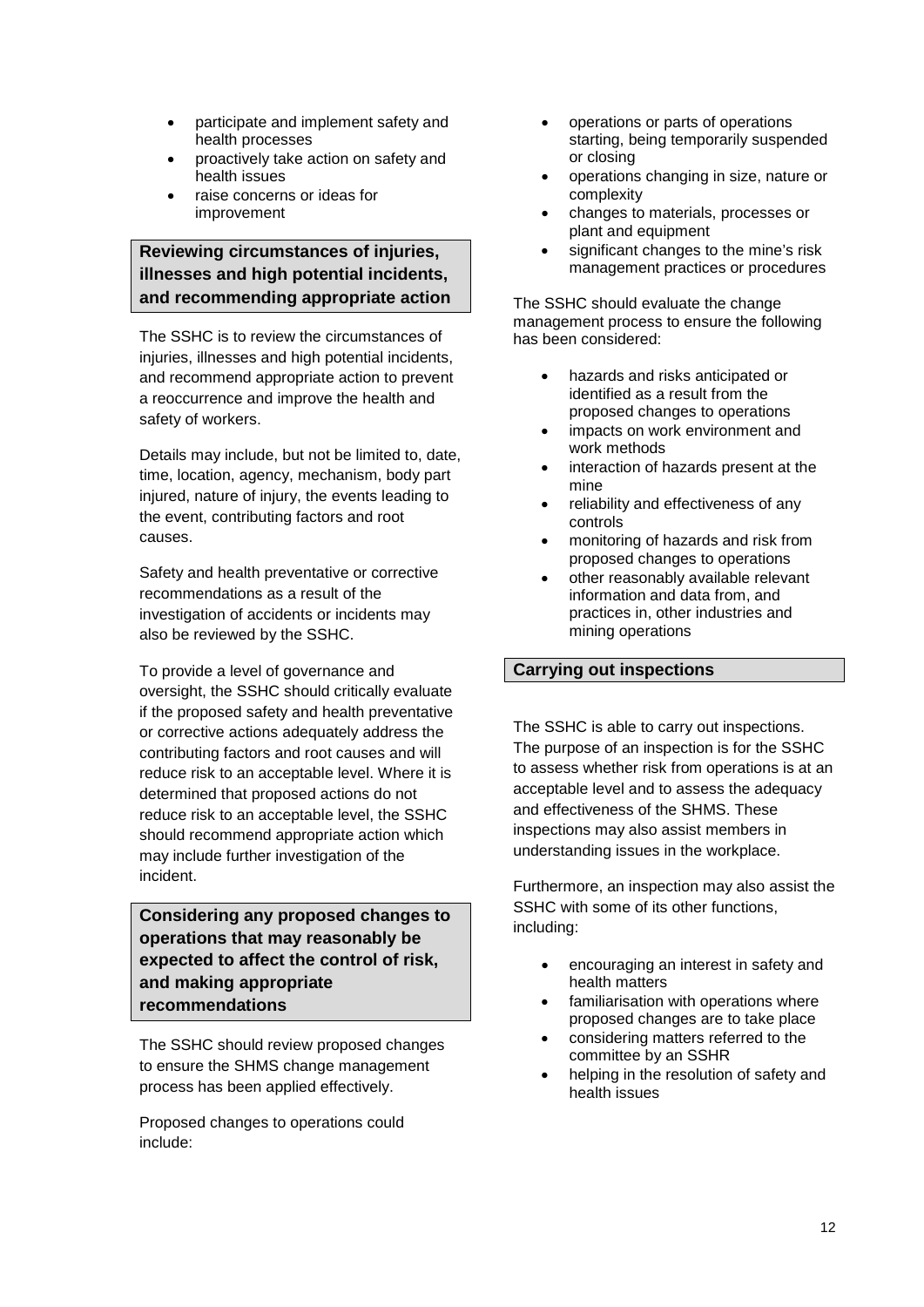- participate and implement safety and health processes
- proactively take action on safety and health issues
- raise concerns or ideas for improvement

### Reviewing circumstances of injuries, illnesses and high potential incidents, and recommending appropriate action

The SSHC is to review the circumstances of injuries, illnesses and high potential incidents, and recommend appropriate action to prevent a reoccurrence and improve the health and safety of workers.

Details may include, but not be limited to, date, time, location, agency, mechanism, body part injured, nature of injury, the events leading to the event, contributing factors and root causes.

Safety and health preventative or corrective recommendations as a result of the investigation of accidents or incidents may also be reviewed by the SSHC.

To provide a level of governance and oversight, the SSHC should critically evaluate if the proposed safety and health preventative or corrective actions adequately address the contributing factors and root causes and will reduce risk to an acceptable level. Where it is determined that proposed actions do not reduce risk to an acceptable level, the SSHC should recommend appropriate action which may include further investigation of the incident.

### Considering any proposed changes to operations that may reasonably be expected to affect the control of risk, and making appropriate recommendations

The SSHC should review proposed changes to ensure the SHMS change management process has been applied effectively.

Proposed changes to operations could include:

- operations or parts of operations starting, being temporarily suspended or closing
- operations changing in size, nature or complexity
- changes to materials, processes or plant and equipment
- significant changes to the mine's risk management practices or procedures

The SSHC should evaluate the change management process to ensure the following has been considered:

- hazards and risks anticipated or identified as a result from the proposed changes to operations
- impacts on work environment and work methods
- interaction of hazards present at the mine
- reliability and effectiveness of any controls
- monitoring of hazards and risk from proposed changes to operations
- other reasonably available relevant information and data from, and practices in, other industries and mining operations

### Carrying out inspections

The SSHC is able to carry out inspections. The purpose of an inspection is for the SSHC to assess whether risk from operations is at an acceptable level and to assess the adequacy and effectiveness of the SHMS. These inspections may also assist members in understanding issues in the workplace.

Furthermore, an inspection may also assist the SSHC with some of its other functions, including:

- encouraging an interest in safety and health matters
- familiarisation with operations where proposed changes are to take place
- considering matters referred to the committee by an SSHR
- helping in the resolution of safety and health issues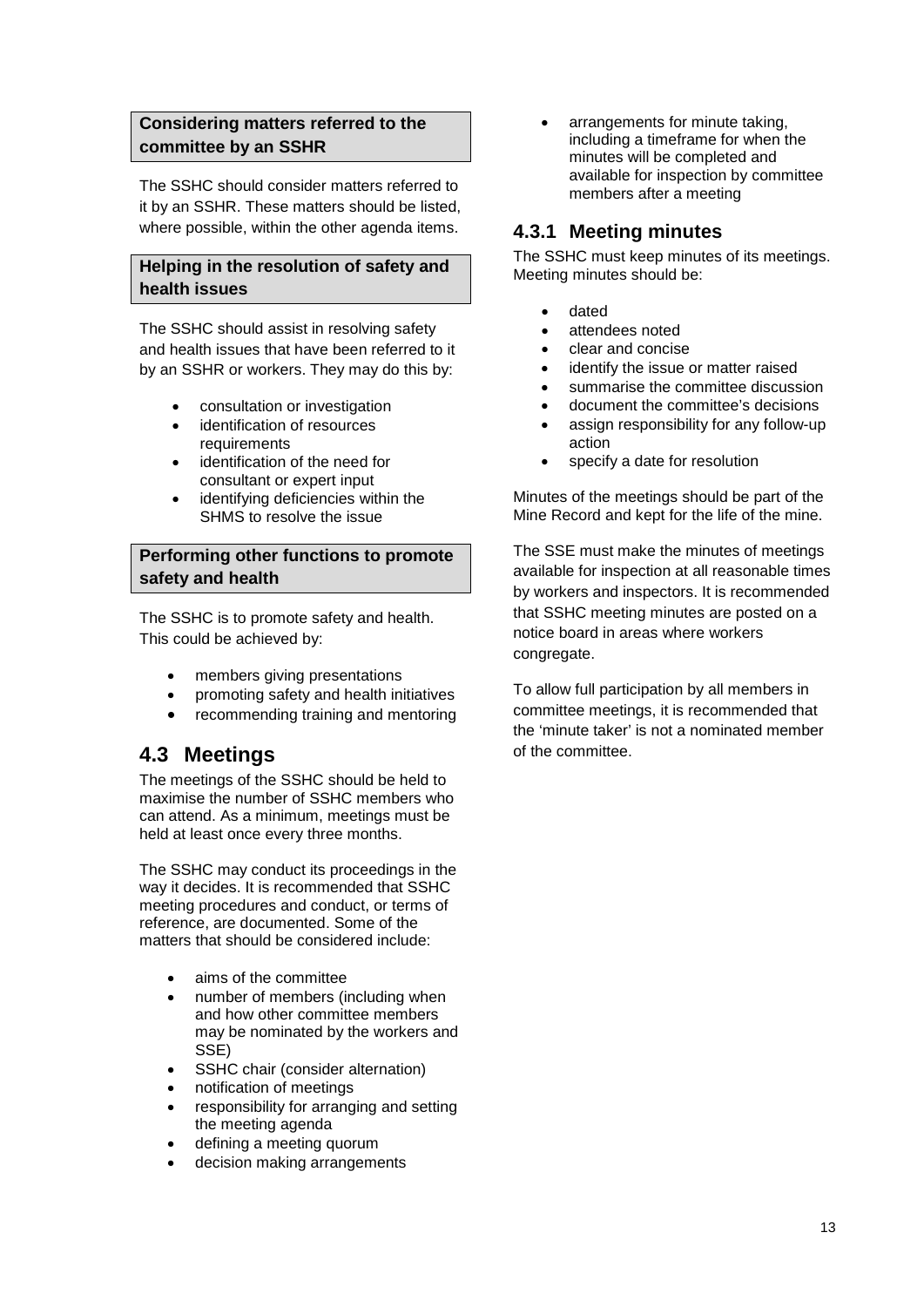**Considering matters referred to the committee by an SSHR**

The SSHC should consider matters referred to it by an SSHR. These matters should be listed, where possible, within the other agenda items.

**Helping in the resolution of safety and health issues**

The SSHC should assist in resolving safety and health issues that have been referred to it by an SSHR or workers. They may do this by:

- consultation or investigation
- identification of resources requirements
- identification of the need for consultant or expert input
- identifying deficiencies within the SHMS to resolve the issue

**Performing other functions to promote safety and health**

The SSHC is to promote safety and health. This could be achieved by:

- members giving presentations
- promoting safety and health initiatives
- recommending training and mentoring

## 4.3 Meetings

The meetings of the SSHC should be held to maximise the number of SSHC members who can attend. As a minimum, meetings must be held at least once every three months.

The SSHC may conduct its proceedings in the way it decides. It is recommended that SSHC meeting procedures and conduct, or terms of reference, are documented. Some of the matters that should be considered include:

- aims of the committee
- number of members (including when and how other committee members may be nominated by the workers and SSE)
- SSHC chair (consider alternation)
- notification of meetings
- responsibility for arranging and setting the meeting agenda
- defining a meeting quorum
- decision making arrangements
- arrangements for minute taking, including a timeframe for when the minutes will be completed and available for inspection by committee members after a meeting

### 4.3.1 Meeting minutes

The SSHC must keep minutes of its meetings. Meeting minutes should be:

- dated
- attendees noted
- clear and concise
- identify the issue or matter raised
- summarise the committee discussion
- document the committee's decisions
- assign responsibility for any follow-up action
- specify a date for resolution

Minutes of the meetings should be part of the Mine Record and kept for the life of the mine.

The SSE must make the minutes of meetings available for inspection at all reasonable times by workers and inspectors. It is recommended that SSHC meeting minutes are posted on a notice board in areas where workers congregate.

To allow full participation by all members in committee meetings, it is recommended that the 'minute taker' is not a nominated member of the committee.